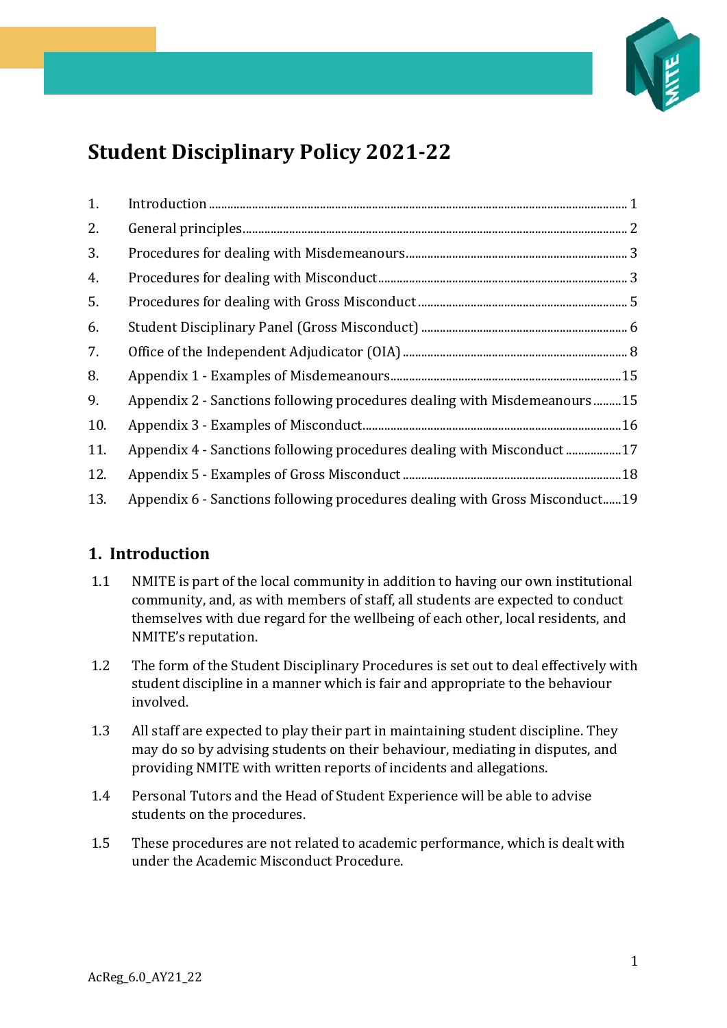# Student Disciplinary Policy 2021-22

| | | |
|---|---|---|
| 1. | Introduction | 1 |
| 2. | General principles | 2 |
| 3. | Procedures for dealing with Misdemeanours | 3 |
| 4. | Procedures for dealing with Misconduct | 3 |
| 5. | Procedures for dealing with Gross Misconduct | 5 |
| 6. | Student Disciplinary Panel (Gross Misconduct) | 6 |
| 7. | Office of the Independent Adjudicator (OIA) | 8 |
| 8. | Appendix 1 - Examples of Misdemeanours | 15 |
| 9. | Appendix 2 - Sanctions following procedures dealing with Misdemeanours | 15 |
| 10. | Appendix 3 - Examples of Misconduct | 16 |
| 11. | Appendix 4 - Sanctions following procedures dealing with Misconduct | 17 |
| 12. | Appendix 5 - Examples of Gross Misconduct | 18 |
| 13. | Appendix 6 - Sanctions following procedures dealing with Gross Misconduct | 19 |

## 1. Introduction

1.1 NMITE is part of the local community in addition to having our own institutional community, and, as with members of staff, all students are expected to conduct themselves with due regard for the wellbeing of each other, local residents, and NMITE's reputation.

1.2 The form of the Student Disciplinary Procedures is set out to deal effectively with student discipline in a manner which is fair and appropriate to the behaviour involved.

1.3 All staff are expected to play their part in maintaining student discipline. They may do so by advising students on their behaviour, mediating in disputes, and providing NMITE with written reports of incidents and allegations.

1.4 Personal Tutors and the Head of Student Experience will be able to advise students on the procedures.

1.5 These procedures are not related to academic performance, which is dealt with under the Academic Misconduct Procedure.

AcReg_6.0_AY21_22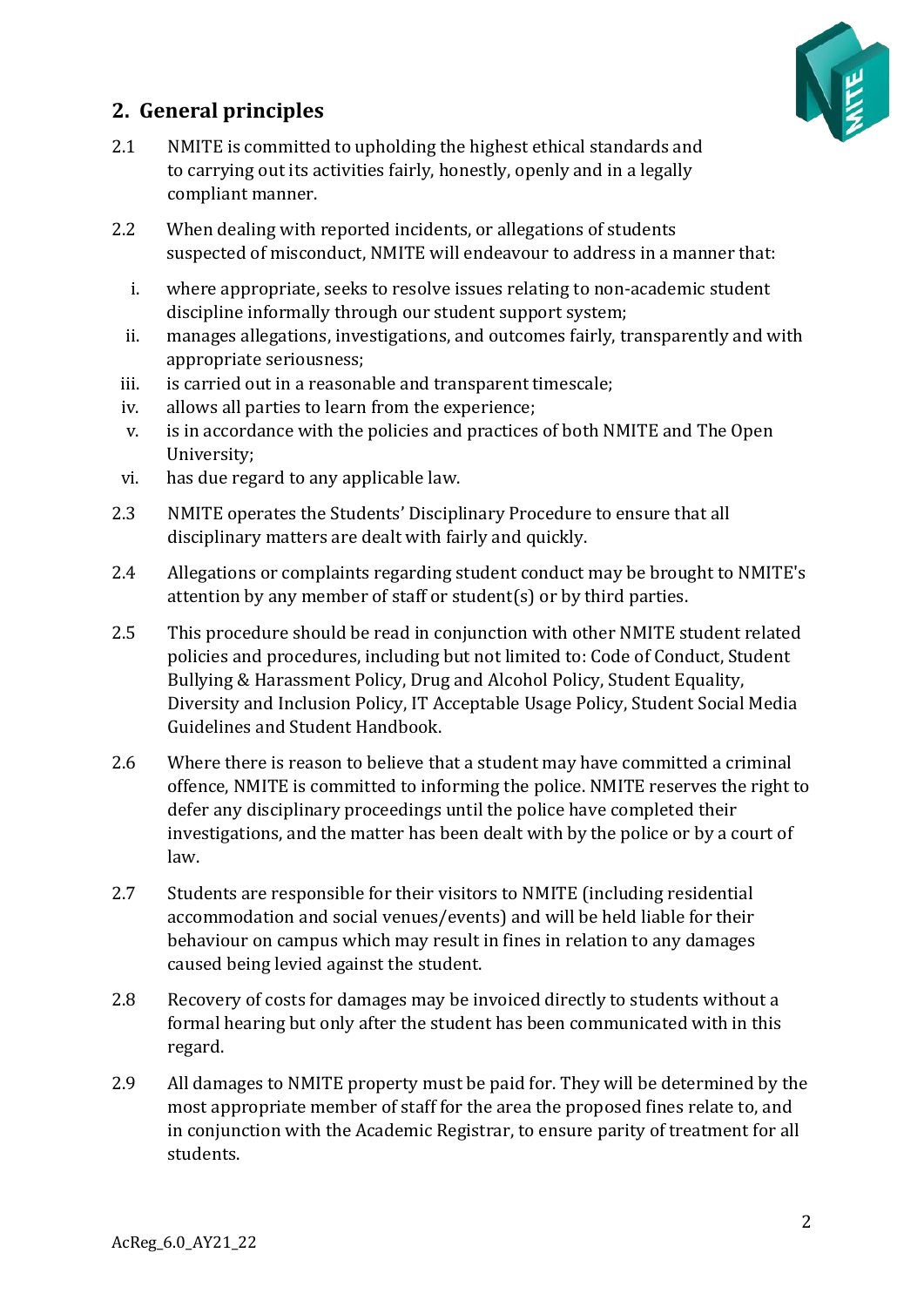## 2. General principles

2.1 NMITE is committed to upholding the highest ethical standards and to carrying out its activities fairly, honestly, openly and in a legally compliant manner.

2.2 When dealing with reported incidents, or allegations of students suspected of misconduct, NMITE will endeavour to address in a manner that:

i. where appropriate, seeks to resolve issues relating to non-academic student discipline informally through our student support system;
ii. manages allegations, investigations, and outcomes fairly, transparently and with appropriate seriousness;
iii. is carried out in a reasonable and transparent timescale;
iv. allows all parties to learn from the experience;
v. is in accordance with the policies and practices of both NMITE and The Open University;
vi. has due regard to any applicable law.

2.3 NMITE operates the Students' Disciplinary Procedure to ensure that all disciplinary matters are dealt with fairly and quickly.

2.4 Allegations or complaints regarding student conduct may be brought to NMITE's attention by any member of staff or student(s) or by third parties.

2.5 This procedure should be read in conjunction with other NMITE student related policies and procedures, including but not limited to: Code of Conduct, Student Bullying & Harassment Policy, Drug and Alcohol Policy, Student Equality, Diversity and Inclusion Policy, IT Acceptable Usage Policy, Student Social Media Guidelines and Student Handbook.

2.6 Where there is reason to believe that a student may have committed a criminal offence, NMITE is committed to informing the police. NMITE reserves the right to defer any disciplinary proceedings until the police have completed their investigations, and the matter has been dealt with by the police or by a court of law.

2.7 Students are responsible for their visitors to NMITE (including residential accommodation and social venues/events) and will be held liable for their behaviour on campus which may result in fines in relation to any damages caused being levied against the student.

2.8 Recovery of costs for damages may be invoiced directly to students without a formal hearing but only after the student has been communicated with in this regard.

2.9 All damages to NMITE property must be paid for. They will be determined by the most appropriate member of staff for the area the proposed fines relate to, and in conjunction with the Academic Registrar, to ensure parity of treatment for all students.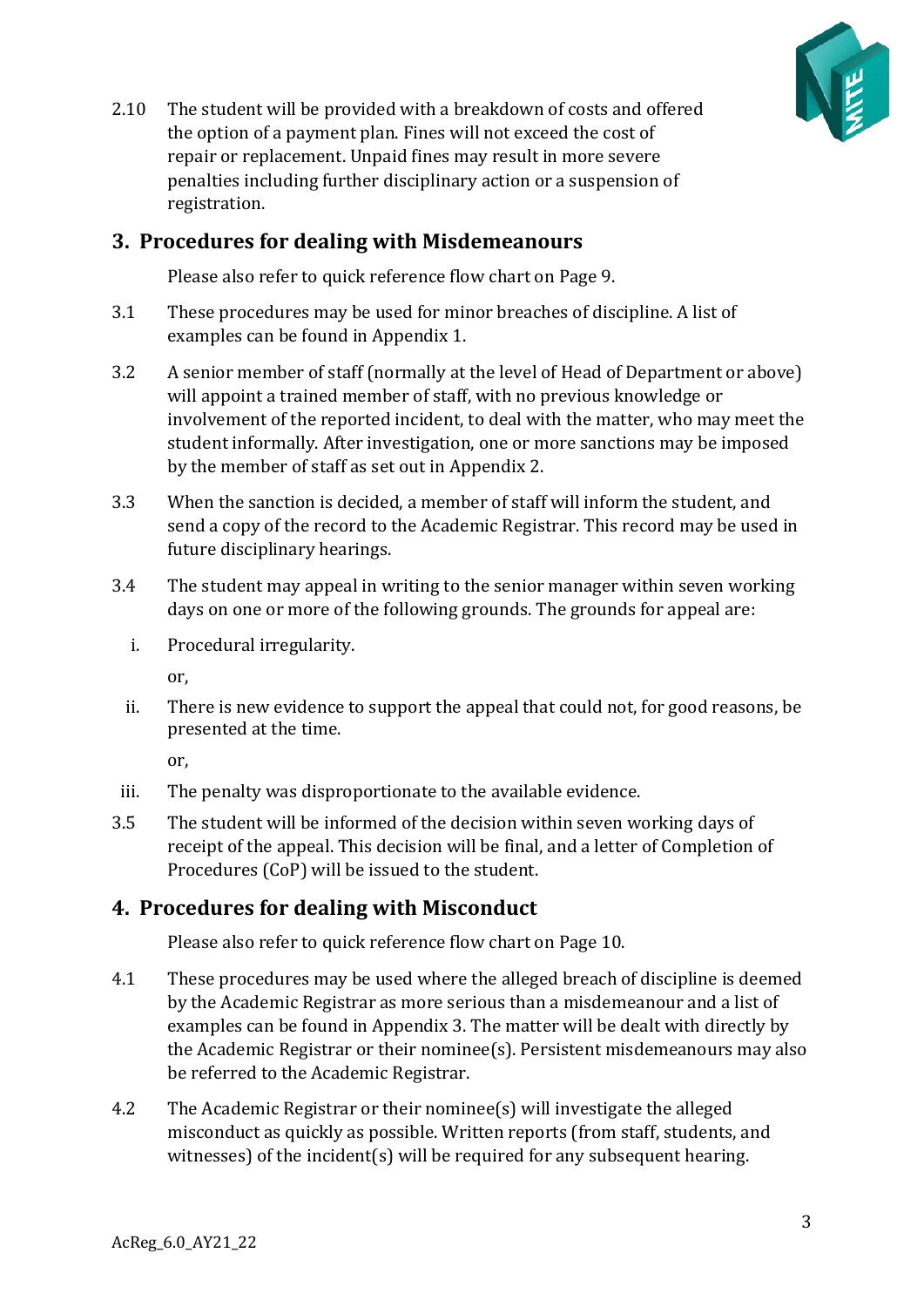2.10 The student will be provided with a breakdown of costs and offered the option of a payment plan. Fines will not exceed the cost of repair or replacement. Unpaid fines may result in more severe penalties including further disciplinary action or a suspension of registration.

## 3. Procedures for dealing with Misdemeanours

Please also refer to quick reference flow chart on Page 9.

3.1 These procedures may be used for minor breaches of discipline. A list of examples can be found in Appendix 1.

3.2 A senior member of staff (normally at the level of Head of Department or above) will appoint a trained member of staff, with no previous knowledge or involvement of the reported incident, to deal with the matter, who may meet the student informally. After investigation, one or more sanctions may be imposed by the member of staff as set out in Appendix 2.

3.3 When the sanction is decided, a member of staff will inform the student, and send a copy of the record to the Academic Registrar. This record may be used in future disciplinary hearings.

3.4 The student may appeal in writing to the senior manager within seven working days on one or more of the following grounds. The grounds for appeal are:

i. Procedural irregularity.

or,

ii. There is new evidence to support the appeal that could not, for good reasons, be presented at the time.

or,

iii. The penalty was disproportionate to the available evidence.

3.5 The student will be informed of the decision within seven working days of receipt of the appeal. This decision will be final, and a letter of Completion of Procedures (CoP) will be issued to the student.

## 4. Procedures for dealing with Misconduct

Please also refer to quick reference flow chart on Page 10.

4.1 These procedures may be used where the alleged breach of discipline is deemed by the Academic Registrar as more serious than a misdemeanour and a list of examples can be found in Appendix 3. The matter will be dealt with directly by the Academic Registrar or their nominee(s). Persistent misdemeanours may also be referred to the Academic Registrar.

4.2 The Academic Registrar or their nominee(s) will investigate the alleged misconduct as quickly as possible. Written reports (from staff, students, and witnesses) of the incident(s) will be required for any subsequent hearing.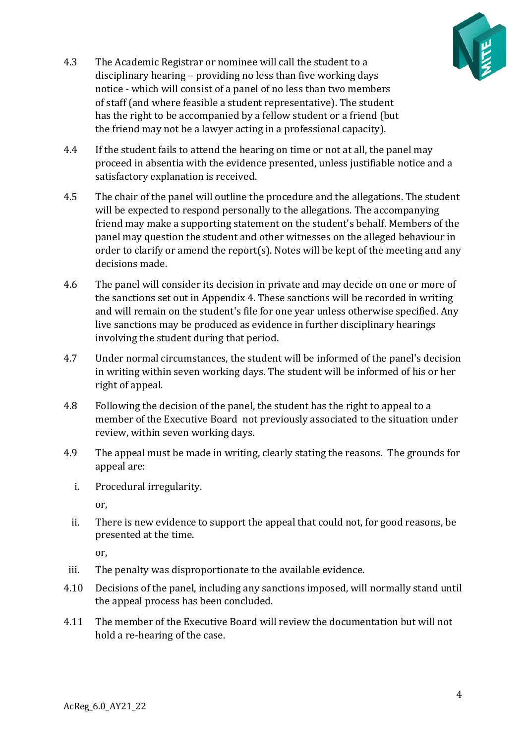4.3 The Academic Registrar or nominee will call the student to a disciplinary hearing – providing no less than five working days notice - which will consist of a panel of no less than two members of staff (and where feasible a student representative). The student has the right to be accompanied by a fellow student or a friend (but the friend may not be a lawyer acting in a professional capacity).

4.4 If the student fails to attend the hearing on time or not at all, the panel may proceed in absentia with the evidence presented, unless justifiable notice and a satisfactory explanation is received.

4.5 The chair of the panel will outline the procedure and the allegations. The student will be expected to respond personally to the allegations. The accompanying friend may make a supporting statement on the student's behalf. Members of the panel may question the student and other witnesses on the alleged behaviour in order to clarify or amend the report(s). Notes will be kept of the meeting and any decisions made.

4.6 The panel will consider its decision in private and may decide on one or more of the sanctions set out in Appendix 4. These sanctions will be recorded in writing and will remain on the student's file for one year unless otherwise specified. Any live sanctions may be produced as evidence in further disciplinary hearings involving the student during that period.

4.7 Under normal circumstances, the student will be informed of the panel's decision in writing within seven working days. The student will be informed of his or her right of appeal.

4.8 Following the decision of the panel, the student has the right to appeal to a member of the Executive Board not previously associated to the situation under review, within seven working days.

4.9 The appeal must be made in writing, clearly stating the reasons. The grounds for appeal are:

i. Procedural irregularity.

   or,

ii. There is new evidence to support the appeal that could not, for good reasons, be presented at the time.

   or,

iii. The penalty was disproportionate to the available evidence.

4.10 Decisions of the panel, including any sanctions imposed, will normally stand until the appeal process has been concluded.

4.11 The member of the Executive Board will review the documentation but will not hold a re-hearing of the case.

AcReg_6.0_AY21_22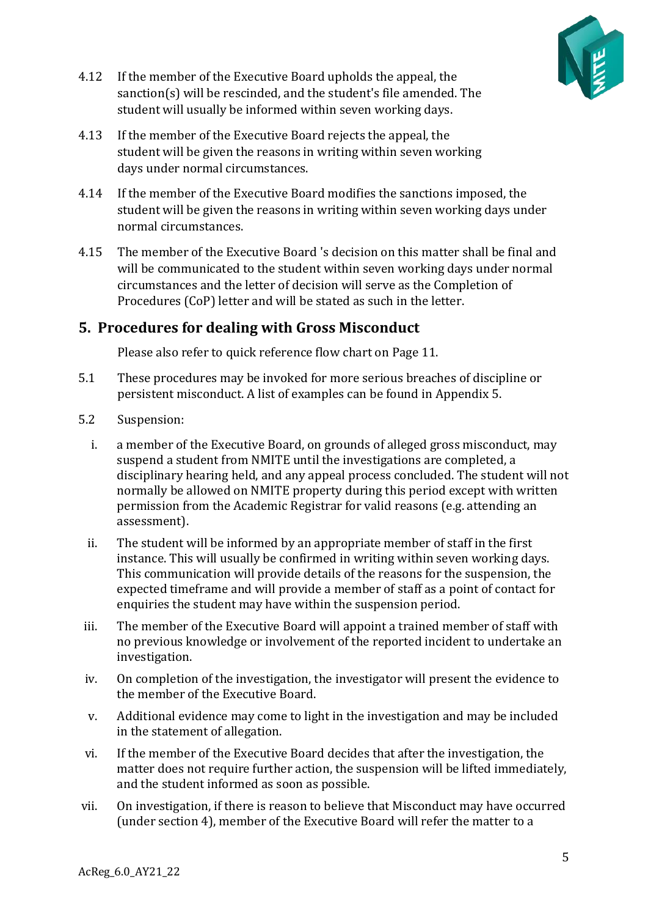4.12 If the member of the Executive Board upholds the appeal, the sanction(s) will be rescinded, and the student's file amended. The student will usually be informed within seven working days.

4.13 If the member of the Executive Board rejects the appeal, the student will be given the reasons in writing within seven working days under normal circumstances.

4.14 If the member of the Executive Board modifies the sanctions imposed, the student will be given the reasons in writing within seven working days under normal circumstances.

4.15 The member of the Executive Board 's decision on this matter shall be final and will be communicated to the student within seven working days under normal circumstances and the letter of decision will serve as the Completion of Procedures (CoP) letter and will be stated as such in the letter.

## 5. Procedures for dealing with Gross Misconduct

Please also refer to quick reference flow chart on Page 11.

5.1 These procedures may be invoked for more serious breaches of discipline or persistent misconduct. A list of examples can be found in Appendix 5.

5.2 Suspension:

i. a member of the Executive Board, on grounds of alleged gross misconduct, may suspend a student from NMITE until the investigations are completed, a disciplinary hearing held, and any appeal process concluded. The student will not normally be allowed on NMITE property during this period except with written permission from the Academic Registrar for valid reasons (e.g. attending an assessment).

ii. The student will be informed by an appropriate member of staff in the first instance. This will usually be confirmed in writing within seven working days. This communication will provide details of the reasons for the suspension, the expected timeframe and will provide a member of staff as a point of contact for enquiries the student may have within the suspension period.

iii. The member of the Executive Board will appoint a trained member of staff with no previous knowledge or involvement of the reported incident to undertake an investigation.

iv. On completion of the investigation, the investigator will present the evidence to the member of the Executive Board.

v. Additional evidence may come to light in the investigation and may be included in the statement of allegation.

vi. If the member of the Executive Board decides that after the investigation, the matter does not require further action, the suspension will be lifted immediately, and the student informed as soon as possible.

vii. On investigation, if there is reason to believe that Misconduct may have occurred (under section 4), member of the Executive Board will refer the matter to a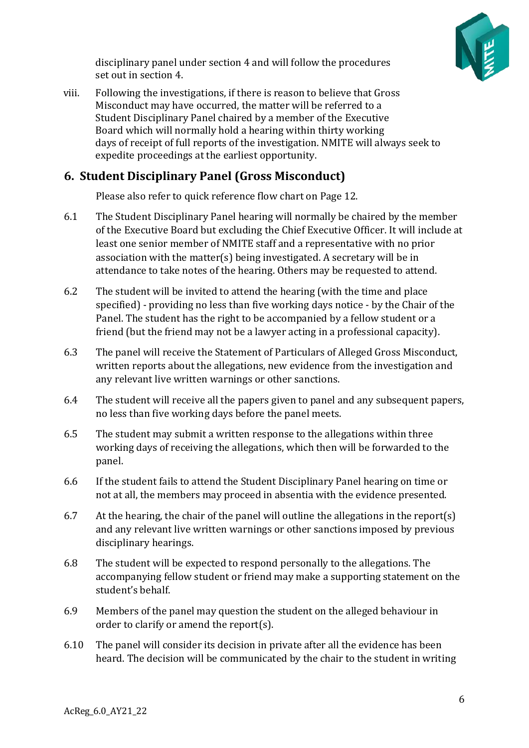disciplinary panel under section 4 and will follow the procedures set out in section 4.

viii. Following the investigations, if there is reason to believe that Gross Misconduct may have occurred, the matter will be referred to a Student Disciplinary Panel chaired by a member of the Executive Board which will normally hold a hearing within thirty working days of receipt of full reports of the investigation. NMITE will always seek to expedite proceedings at the earliest opportunity.

## 6. Student Disciplinary Panel (Gross Misconduct)

Please also refer to quick reference flow chart on Page 12.

6.1 The Student Disciplinary Panel hearing will normally be chaired by the member of the Executive Board but excluding the Chief Executive Officer. It will include at least one senior member of NMITE staff and a representative with no prior association with the matter(s) being investigated. A secretary will be in attendance to take notes of the hearing. Others may be requested to attend.

6.2 The student will be invited to attend the hearing (with the time and place specified) - providing no less than five working days notice - by the Chair of the Panel. The student has the right to be accompanied by a fellow student or a friend (but the friend may not be a lawyer acting in a professional capacity).

6.3 The panel will receive the Statement of Particulars of Alleged Gross Misconduct, written reports about the allegations, new evidence from the investigation and any relevant live written warnings or other sanctions.

6.4 The student will receive all the papers given to panel and any subsequent papers, no less than five working days before the panel meets.

6.5 The student may submit a written response to the allegations within three working days of receiving the allegations, which then will be forwarded to the panel.

6.6 If the student fails to attend the Student Disciplinary Panel hearing on time or not at all, the members may proceed in absentia with the evidence presented.

6.7 At the hearing, the chair of the panel will outline the allegations in the report(s) and any relevant live written warnings or other sanctions imposed by previous disciplinary hearings.

6.8 The student will be expected to respond personally to the allegations. The accompanying fellow student or friend may make a supporting statement on the student's behalf.

6.9 Members of the panel may question the student on the alleged behaviour in order to clarify or amend the report(s).

6.10 The panel will consider its decision in private after all the evidence has been heard. The decision will be communicated by the chair to the student in writing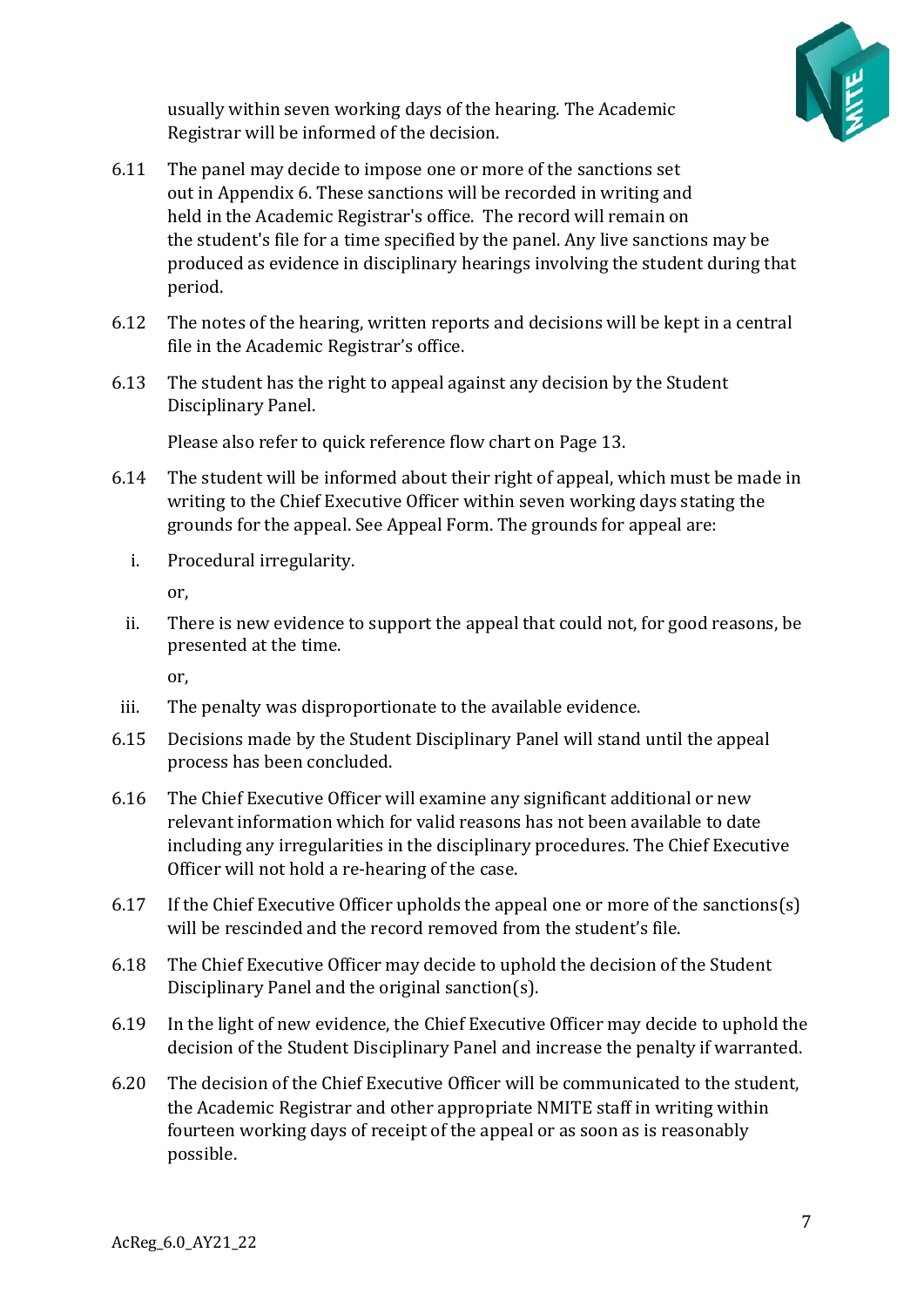usually within seven working days of the hearing. The Academic Registrar will be informed of the decision.

6.11 The panel may decide to impose one or more of the sanctions set out in Appendix 6. These sanctions will be recorded in writing and held in the Academic Registrar's office. The record will remain on the student's file for a time specified by the panel. Any live sanctions may be produced as evidence in disciplinary hearings involving the student during that period.

6.12 The notes of the hearing, written reports and decisions will be kept in a central file in the Academic Registrar's office.

6.13 The student has the right to appeal against any decision by the Student Disciplinary Panel.

Please also refer to quick reference flow chart on Page 13.

6.14 The student will be informed about their right of appeal, which must be made in writing to the Chief Executive Officer within seven working days stating the grounds for the appeal. See Appeal Form. The grounds for appeal are:

i. Procedural irregularity.

or,

ii. There is new evidence to support the appeal that could not, for good reasons, be presented at the time.

or,

iii. The penalty was disproportionate to the available evidence.

6.15 Decisions made by the Student Disciplinary Panel will stand until the appeal process has been concluded.

6.16 The Chief Executive Officer will examine any significant additional or new relevant information which for valid reasons has not been available to date including any irregularities in the disciplinary procedures. The Chief Executive Officer will not hold a re-hearing of the case.

6.17 If the Chief Executive Officer upholds the appeal one or more of the sanctions(s) will be rescinded and the record removed from the student's file.

6.18 The Chief Executive Officer may decide to uphold the decision of the Student Disciplinary Panel and the original sanction(s).

6.19 In the light of new evidence, the Chief Executive Officer may decide to uphold the decision of the Student Disciplinary Panel and increase the penalty if warranted.

6.20 The decision of the Chief Executive Officer will be communicated to the student, the Academic Registrar and other appropriate NMITE staff in writing within fourteen working days of receipt of the appeal or as soon as is reasonably possible.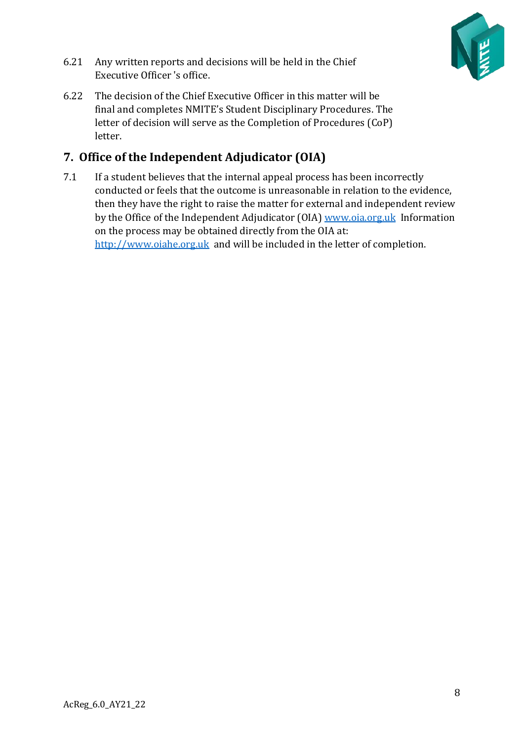6.21 Any written reports and decisions will be held in the Chief Executive Officer 's office.

6.22 The decision of the Chief Executive Officer in this matter will be final and completes NMITE's Student Disciplinary Procedures. The letter of decision will serve as the Completion of Procedures (CoP) letter.

## 7. Office of the Independent Adjudicator (OIA)

7.1 If a student believes that the internal appeal process has been incorrectly conducted or feels that the outcome is unreasonable in relation to the evidence, then they have the right to raise the matter for external and independent review by the Office of the Independent Adjudicator (OIA) [www.oia.org.uk](www.oia.org.uk) Information on the process may be obtained directly from the OIA at: [http://www.oiahe.org.uk](http://www.oiahe.org.uk) and will be included in the letter of completion.

AcReg_6.0_AY21_22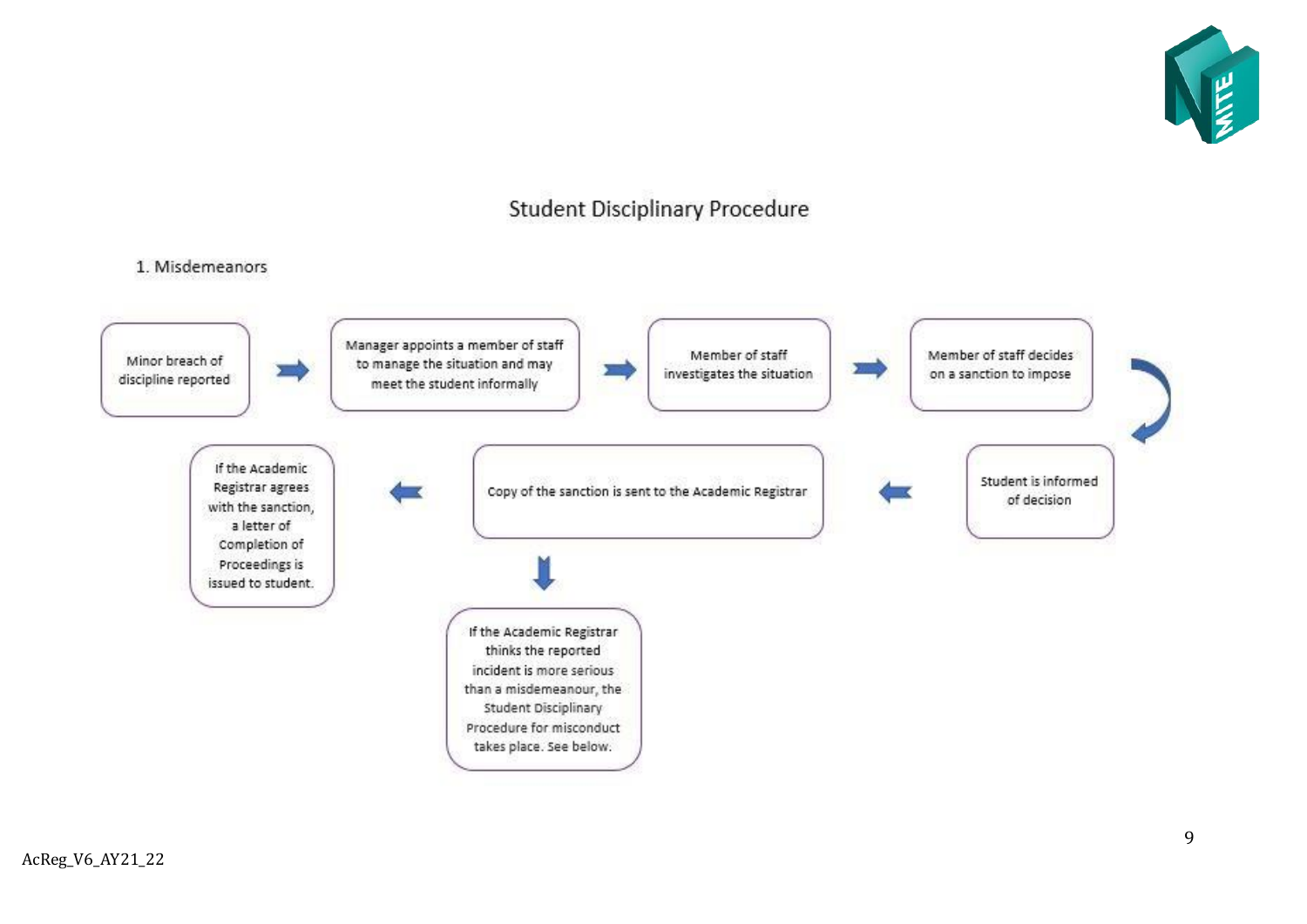## Student Disciplinary Procedure

1. Misdemeanors

Minor breach of discipline reported → Manager appoints a member of staff to manage the situation and may meet the student informally → Member of staff investigates the situation → Member of staff decides on a sanction to impose → Student is informed of decision → Copy of the sanction is sent to the Academic Registrar → If the Academic Registrar agrees with the sanction, a letter of Completion of Proceedings is issued to student.

Copy of the sanction is sent to the Academic Registrar → If the Academic Registrar thinks the reported incident is more serious than a misdemeanour, the Student Disciplinary Procedure for misconduct takes place. See below.

AcReg_V6_AY21_22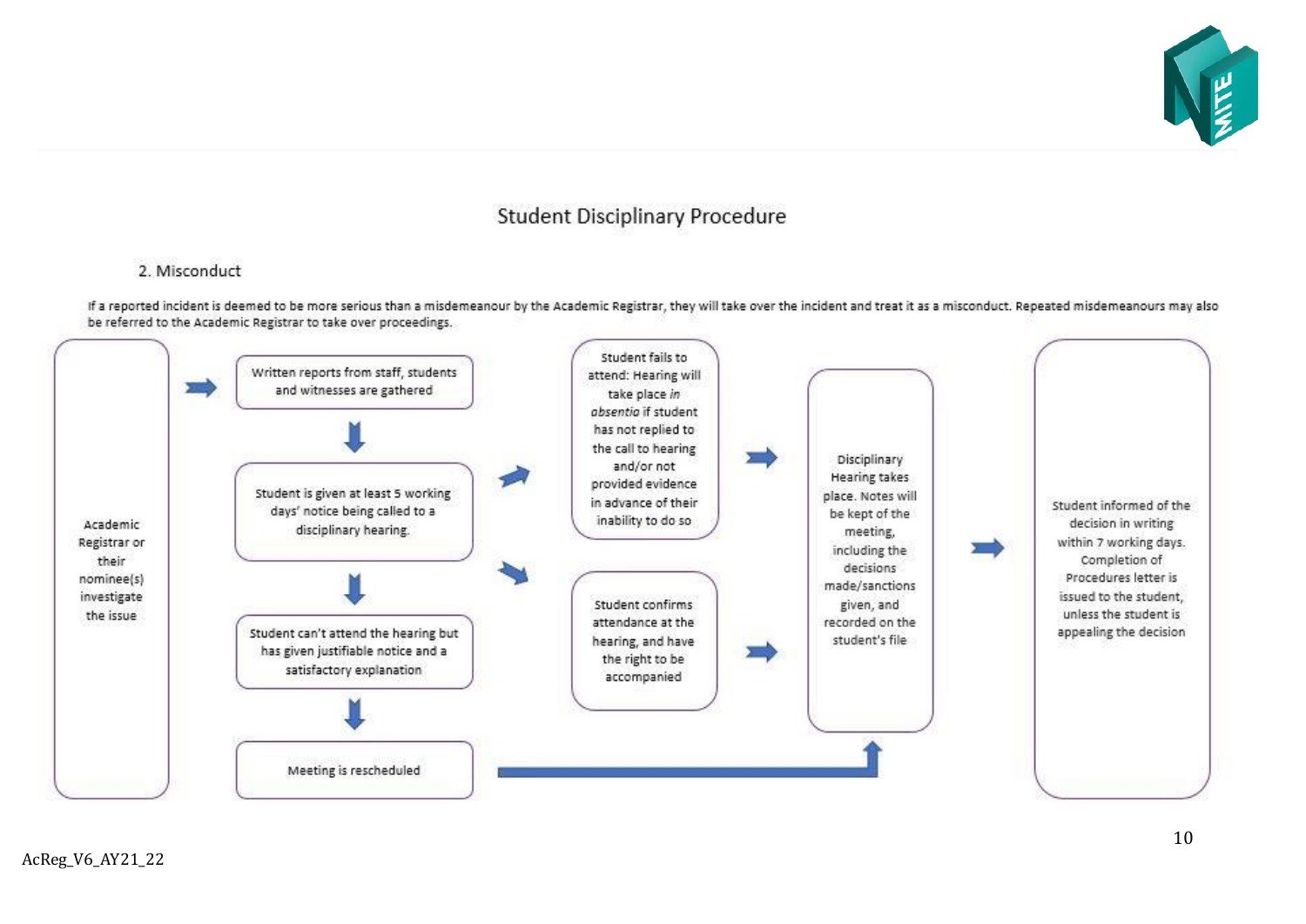# Student Disciplinary Procedure

## 2. Misconduct

If a reported incident is deemed to be more serious than a misdemeanour by the Academic Registrar, they will take over the incident and treat it as a misconduct. Repeated misdemeanours may also be referred to the Academic Registrar to take over proceedings.

Academic Registrar or their nominee(s) investigate the issue

→ Written reports from staff, students and witnesses are gathered

↓

Student is given at least 5 working days' notice being called to a disciplinary hearing.

↓

Student can't attend the hearing but has given justifiable notice and a satisfactory explanation

↓

Meeting is rescheduled → Disciplinary Hearing

Student fails to attend: Hearing will take place *in absentia* if student has not replied to the call to hearing and/or not provided evidence in advance of their inability to do so → Disciplinary Hearing

Student confirms attendance at the hearing, and have the right to be accompanied → Disciplinary Hearing

Disciplinary Hearing takes place. Notes will be kept of the meeting, including the decisions made/sanctions given, and recorded on the student's file

→ Student informed of the decision in writing within 7 working days. Completion of Procedures letter is issued to the student, unless the student is appealing the decision

AcReg_V6_AY21_22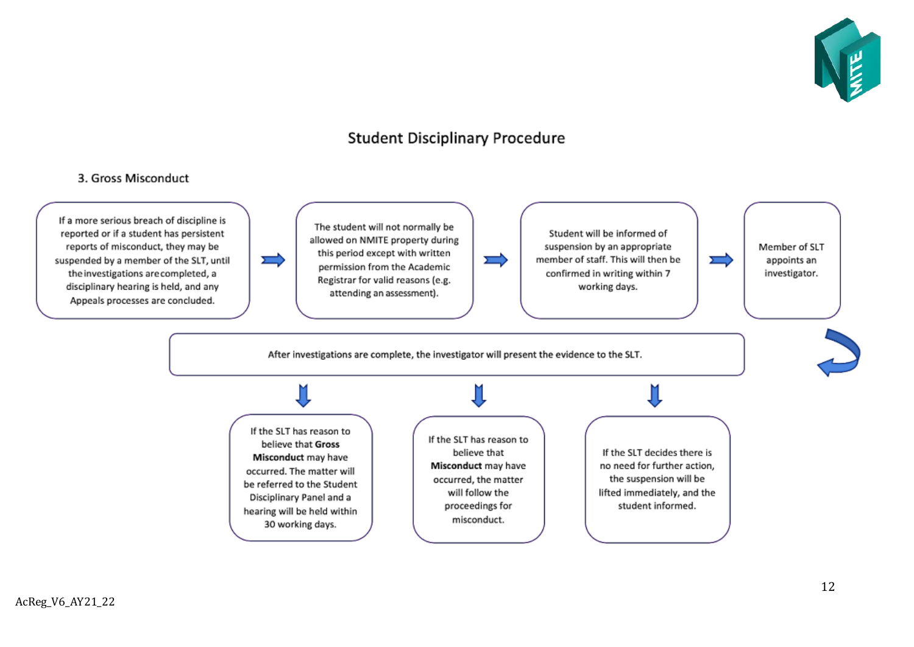## Student Disciplinary Procedure

### 3. Gross Misconduct

If a more serious breach of discipline is reported or if a student has persistent reports of misconduct, they may be suspended by a member of the SLT, until the investigations are completed, a disciplinary hearing is held, and any Appeals processes are concluded.

→ The student will not normally be allowed on NMITE property during this period except with written permission from the Academic Registrar for valid reasons (e.g. attending an assessment).

→ Student will be informed of suspension by an appropriate member of staff. This will then be confirmed in writing within 7 working days.

→ Member of SLT appoints an investigator.

After investigations are complete, the investigator will present the evidence to the SLT.

- If the SLT has reason to believe that **Gross Misconduct** may have occurred. The matter will be referred to the Student Disciplinary Panel and a hearing will be held within 30 working days.
- If the SLT has reason to believe that **Misconduct** may have occurred, the matter will follow the proceedings for misconduct.
- If the SLT decides there is no need for further action, the suspension will be lifted immediately, and the student informed.

AcReg_V6_AY21_22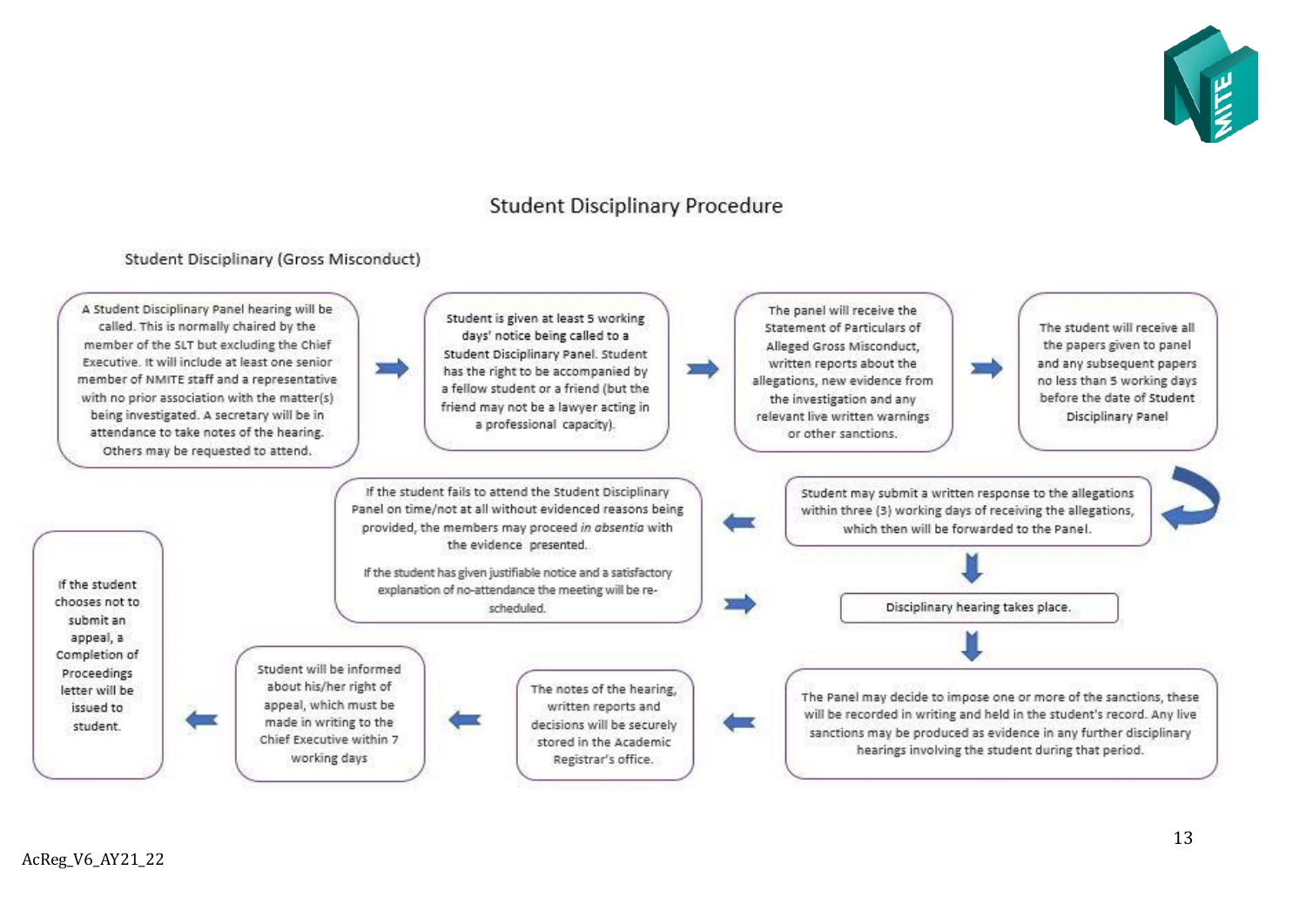## Student Disciplinary Procedure

### Student Disciplinary (Gross Misconduct)

1. A Student Disciplinary Panel hearing will be called. This is normally chaired by the member of the SLT but excluding the Chief Executive. It will include at least one senior member of NMITE staff and a representative with no prior association with the matter(s) being investigated. A secretary will be in attendance to take notes of the hearing. Others may be requested to attend.

2. Student is given at least 5 working days' notice being called to a Student Disciplinary Panel. Student has the right to be accompanied by a fellow student or a friend (but the friend may not be a lawyer acting in a professional capacity).

3. The panel will receive the Statement of Particulars of Alleged Gross Misconduct, written reports about the allegations, new evidence from the investigation and any relevant live written warnings or other sanctions.

4. The student will receive all the papers given to panel and any subsequent papers no less than 5 working days before the date of Student Disciplinary Panel

5. Student may submit a written response to the allegations within three (3) working days of receiving the allegations, which then will be forwarded to the Panel.

6. If the student fails to attend the Student Disciplinary Panel on time/not at all without evidenced reasons being provided, the members may proceed *in absentia* with the evidence presented.

   If the student has given justifiable notice and a satisfactory explanation of no-attendance the meeting will be re-scheduled.

7. Disciplinary hearing takes place.

8. The Panel may decide to impose one or more of the sanctions, these will be recorded in writing and held in the student's record. Any live sanctions may be produced as evidence in any further disciplinary hearings involving the student during that period.

9. The notes of the hearing, written reports and decisions will be securely stored in the Academic Registrar's office.

10. Student will be informed about his/her right of appeal, which must be made in writing to the Chief Executive within 7 working days

11. If the student chooses not to submit an appeal, a Completion of Proceedings letter will be issued to student.

AcReg_V6_AY21_22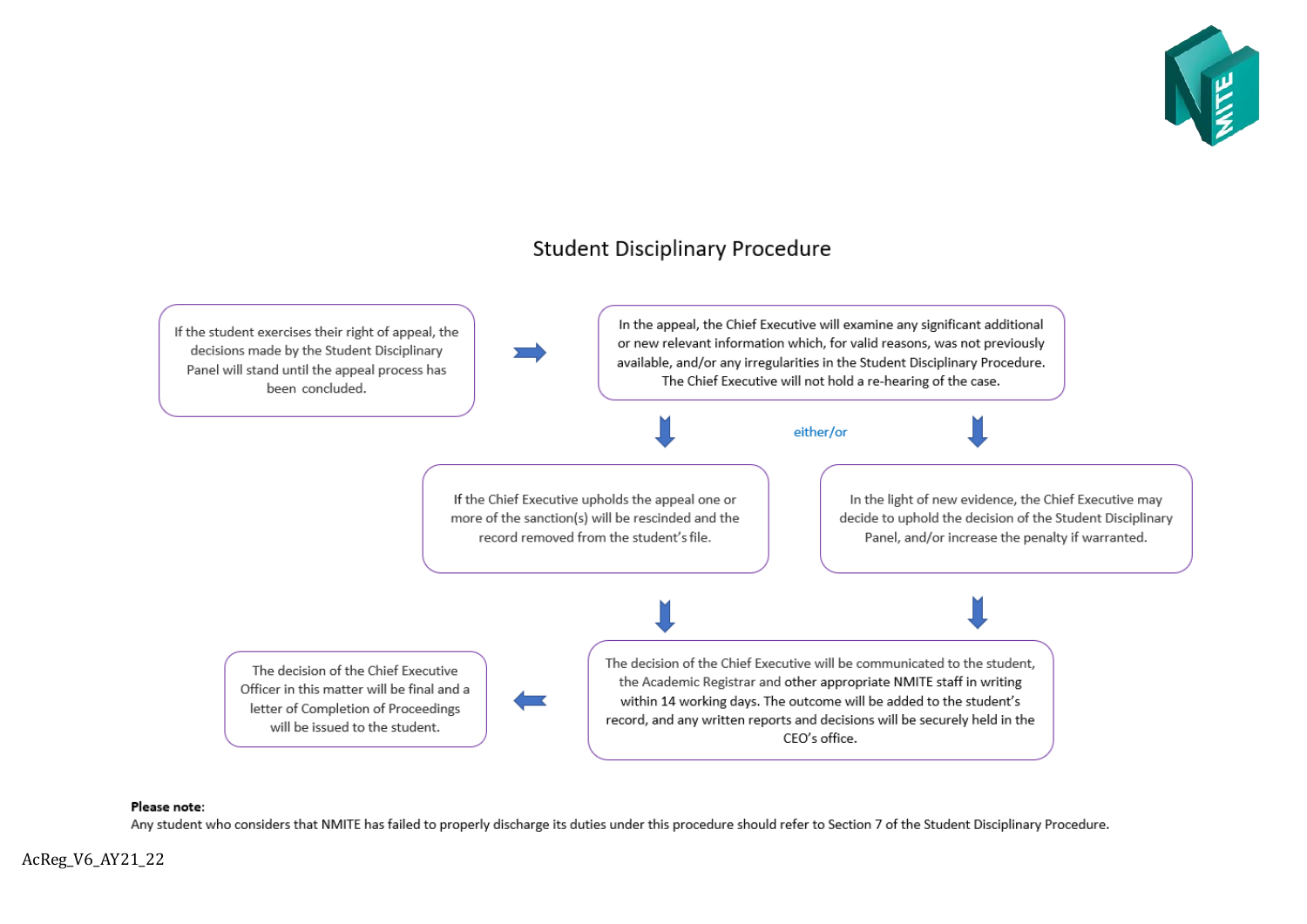# Student Disciplinary Procedure

If the student exercises their right of appeal, the decisions made by the Student Disciplinary Panel will stand until the appeal process has been concluded.

In the appeal, the Chief Executive will examine any significant additional or new relevant information which, for valid reasons, was not previously available, and/or any irregularities in the Student Disciplinary Procedure. The Chief Executive will not hold a re-hearing of the case.

either/or

If the Chief Executive upholds the appeal one or more of the sanction(s) will be rescinded and the record removed from the student's file.

In the light of new evidence, the Chief Executive may decide to uphold the decision of the Student Disciplinary Panel, and/or increase the penalty if warranted.

The decision of the Chief Executive will be communicated to the student, the Academic Registrar and other appropriate NMITE staff in writing within 14 working days. The outcome will be added to the student's record, and any written reports and decisions will be securely held in the CEO's office.

The decision of the Chief Executive Officer in this matter will be final and a letter of Completion of Proceedings will be issued to the student.

**Please note:**
Any student who considers that NMITE has failed to properly discharge its duties under this procedure should refer to Section 7 of the Student Disciplinary Procedure.

AcReg_V6_AY21_22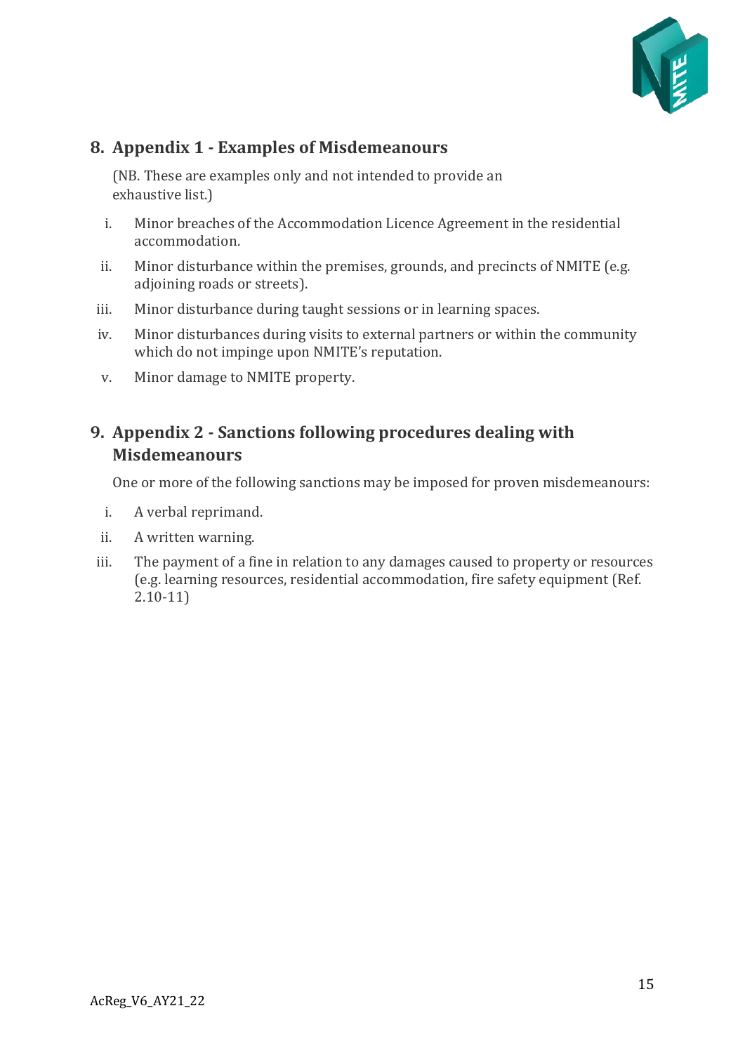## 8. Appendix 1 - Examples of Misdemeanours

(NB. These are examples only and not intended to provide an exhaustive list.)

i. Minor breaches of the Accommodation Licence Agreement in the residential accommodation.

ii. Minor disturbance within the premises, grounds, and precincts of NMITE (e.g. adjoining roads or streets).

iii. Minor disturbance during taught sessions or in learning spaces.

iv. Minor disturbances during visits to external partners or within the community which do not impinge upon NMITE's reputation.

v. Minor damage to NMITE property.

## 9. Appendix 2 - Sanctions following procedures dealing with Misdemeanours

One or more of the following sanctions may be imposed for proven misdemeanours:

i. A verbal reprimand.

ii. A written warning.

iii. The payment of a fine in relation to any damages caused to property or resources (e.g. learning resources, residential accommodation, fire safety equipment (Ref. 2.10-11)

AcReg_V6_AY21_22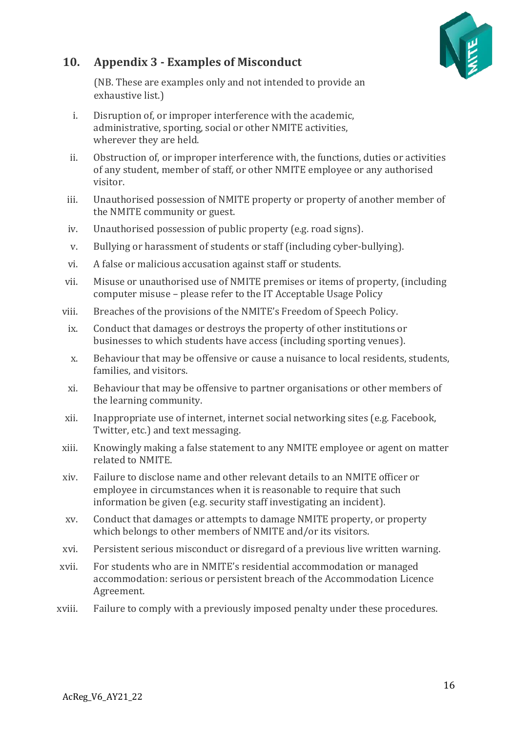## 10. Appendix 3 - Examples of Misconduct

(NB. These are examples only and not intended to provide an exhaustive list.)

i. Disruption of, or improper interference with the academic, administrative, sporting, social or other NMITE activities, wherever they are held.

ii. Obstruction of, or improper interference with, the functions, duties or activities of any student, member of staff, or other NMITE employee or any authorised visitor.

iii. Unauthorised possession of NMITE property or property of another member of the NMITE community or guest.

iv. Unauthorised possession of public property (e.g. road signs).

v. Bullying or harassment of students or staff (including cyber-bullying).

vi. A false or malicious accusation against staff or students.

vii. Misuse or unauthorised use of NMITE premises or items of property, (including computer misuse – please refer to the IT Acceptable Usage Policy

viii. Breaches of the provisions of the NMITE's Freedom of Speech Policy.

ix. Conduct that damages or destroys the property of other institutions or businesses to which students have access (including sporting venues).

x. Behaviour that may be offensive or cause a nuisance to local residents, students, families, and visitors.

xi. Behaviour that may be offensive to partner organisations or other members of the learning community.

xii. Inappropriate use of internet, internet social networking sites (e.g. Facebook, Twitter, etc.) and text messaging.

xiii. Knowingly making a false statement to any NMITE employee or agent on matter related to NMITE.

xiv. Failure to disclose name and other relevant details to an NMITE officer or employee in circumstances when it is reasonable to require that such information be given (e.g. security staff investigating an incident).

xv. Conduct that damages or attempts to damage NMITE property, or property which belongs to other members of NMITE and/or its visitors.

xvi. Persistent serious misconduct or disregard of a previous live written warning.

xvii. For students who are in NMITE's residential accommodation or managed accommodation: serious or persistent breach of the Accommodation Licence Agreement.

xviii. Failure to comply with a previously imposed penalty under these procedures.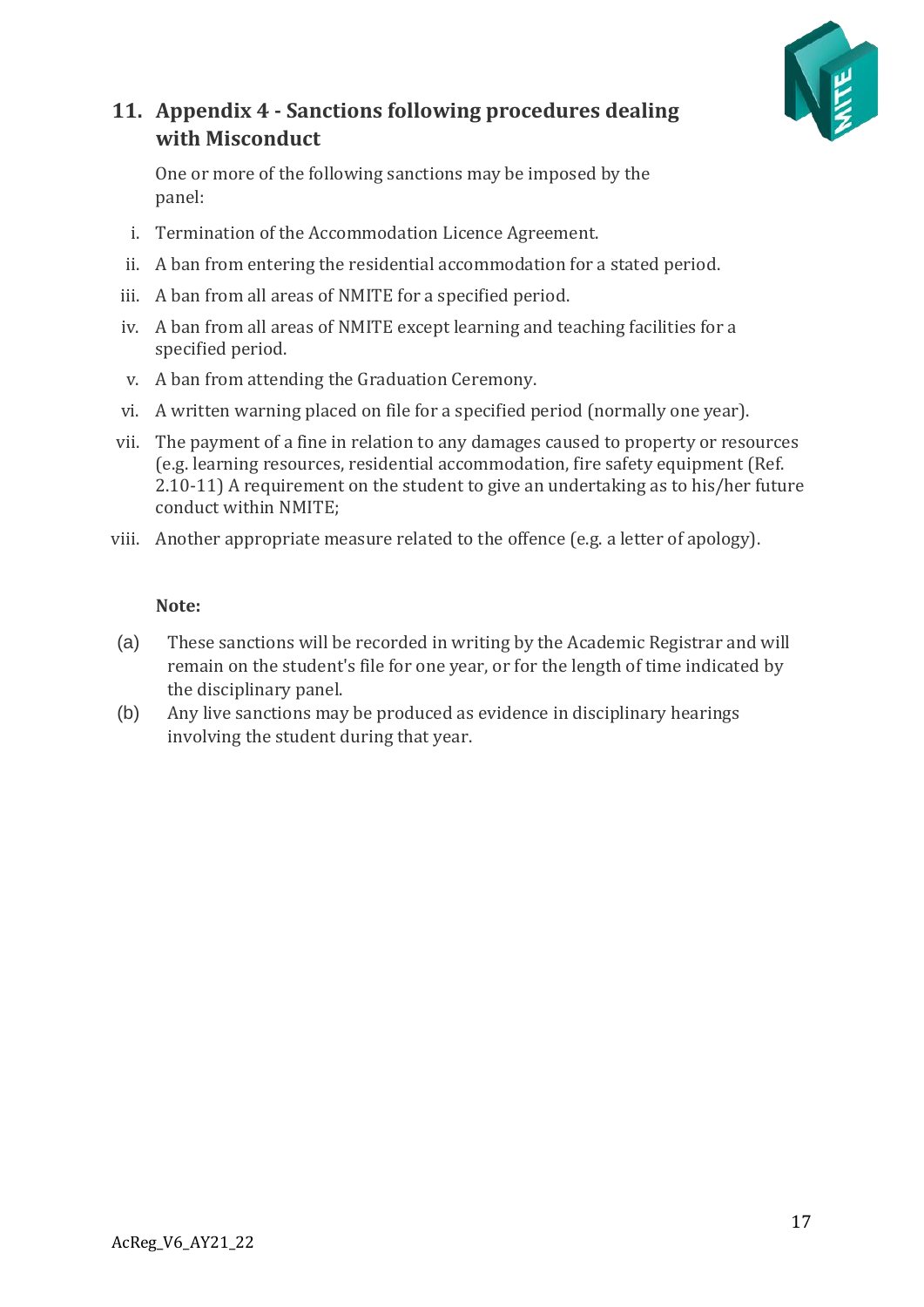## 11. Appendix 4 - Sanctions following procedures dealing with Misconduct

One or more of the following sanctions may be imposed by the panel:

i. Termination of the Accommodation Licence Agreement.
ii. A ban from entering the residential accommodation for a stated period.
iii. A ban from all areas of NMITE for a specified period.
iv. A ban from all areas of NMITE except learning and teaching facilities for a specified period.
v. A ban from attending the Graduation Ceremony.
vi. A written warning placed on file for a specified period (normally one year).
vii. The payment of a fine in relation to any damages caused to property or resources (e.g. learning resources, residential accommodation, fire safety equipment (Ref. 2.10-11) A requirement on the student to give an undertaking as to his/her future conduct within NMITE;
viii. Another appropriate measure related to the offence (e.g. a letter of apology).

**Note:**

(a) These sanctions will be recorded in writing by the Academic Registrar and will remain on the student's file for one year, or for the length of time indicated by the disciplinary panel.

(b) Any live sanctions may be produced as evidence in disciplinary hearings involving the student during that year.

AcReg_V6_AY21_22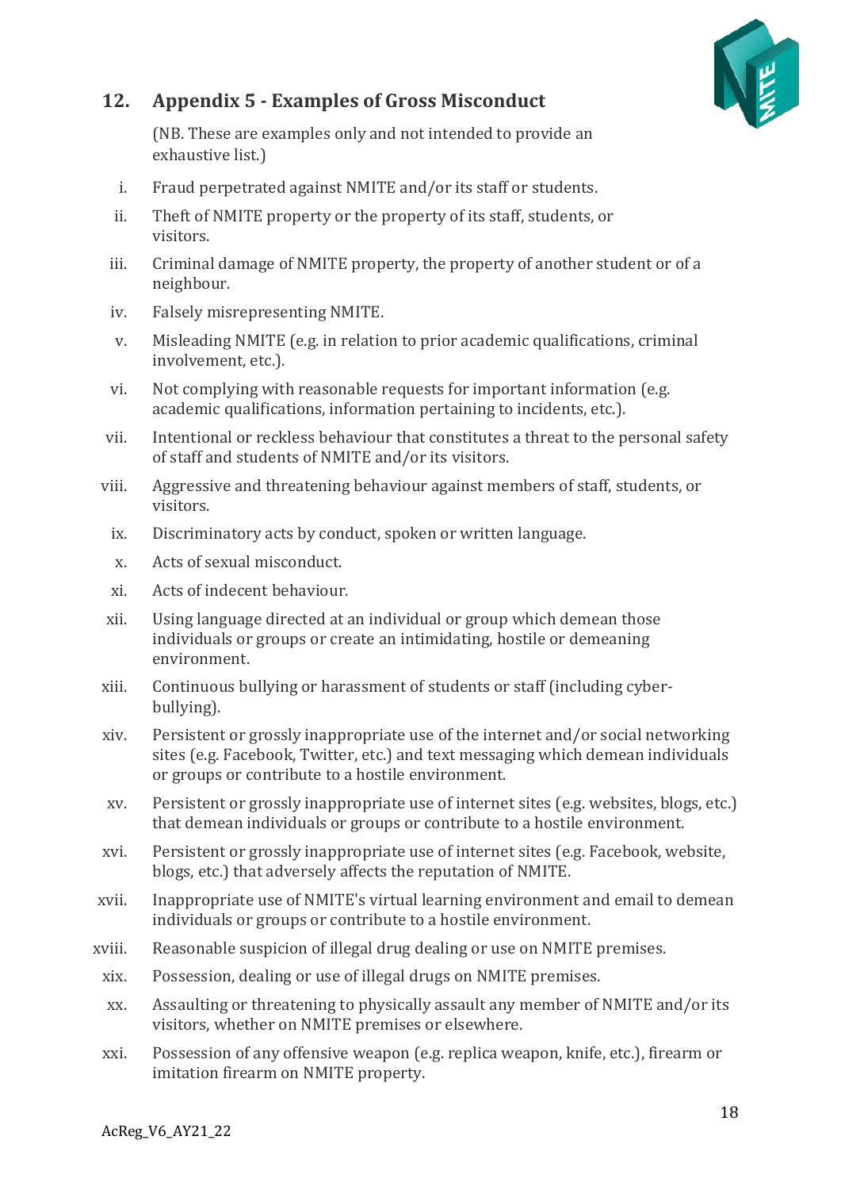## 12. Appendix 5 - Examples of Gross Misconduct

(NB. These are examples only and not intended to provide an exhaustive list.)

i. Fraud perpetrated against NMITE and/or its staff or students.

ii. Theft of NMITE property or the property of its staff, students, or visitors.

iii. Criminal damage of NMITE property, the property of another student or of a neighbour.

iv. Falsely misrepresenting NMITE.

v. Misleading NMITE (e.g. in relation to prior academic qualifications, criminal involvement, etc.).

vi. Not complying with reasonable requests for important information (e.g. academic qualifications, information pertaining to incidents, etc.).

vii. Intentional or reckless behaviour that constitutes a threat to the personal safety of staff and students of NMITE and/or its visitors.

viii. Aggressive and threatening behaviour against members of staff, students, or visitors.

ix. Discriminatory acts by conduct, spoken or written language.

x. Acts of sexual misconduct.

xi. Acts of indecent behaviour.

xii. Using language directed at an individual or group which demean those individuals or groups or create an intimidating, hostile or demeaning environment.

xiii. Continuous bullying or harassment of students or staff (including cyber-bullying).

xiv. Persistent or grossly inappropriate use of the internet and/or social networking sites (e.g. Facebook, Twitter, etc.) and text messaging which demean individuals or groups or contribute to a hostile environment.

xv. Persistent or grossly inappropriate use of internet sites (e.g. websites, blogs, etc.) that demean individuals or groups or contribute to a hostile environment.

xvi. Persistent or grossly inappropriate use of internet sites (e.g. Facebook, website, blogs, etc.) that adversely affects the reputation of NMITE.

xvii. Inappropriate use of NMITE's virtual learning environment and email to demean individuals or groups or contribute to a hostile environment.

xviii. Reasonable suspicion of illegal drug dealing or use on NMITE premises.

xix. Possession, dealing or use of illegal drugs on NMITE premises.

xx. Assaulting or threatening to physically assault any member of NMITE and/or its visitors, whether on NMITE premises or elsewhere.

xxi. Possession of any offensive weapon (e.g. replica weapon, knife, etc.), firearm or imitation firearm on NMITE property.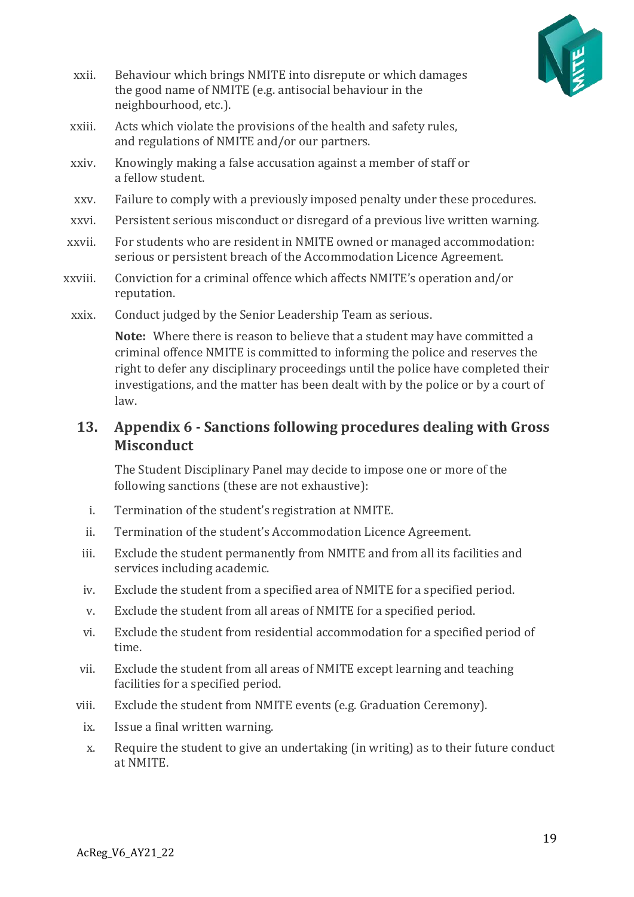xxii. Behaviour which brings NMITE into disrepute or which damages the good name of NMITE (e.g. antisocial behaviour in the neighbourhood, etc.).

xxiii. Acts which violate the provisions of the health and safety rules, and regulations of NMITE and/or our partners.

xxiv. Knowingly making a false accusation against a member of staff or a fellow student.

xxv. Failure to comply with a previously imposed penalty under these procedures.

xxvi. Persistent serious misconduct or disregard of a previous live written warning.

xxvii. For students who are resident in NMITE owned or managed accommodation: serious or persistent breach of the Accommodation Licence Agreement.

xxviii. Conviction for a criminal offence which affects NMITE's operation and/or reputation.

xxix. Conduct judged by the Senior Leadership Team as serious.

**Note:** Where there is reason to believe that a student may have committed a criminal offence NMITE is committed to informing the police and reserves the right to defer any disciplinary proceedings until the police have completed their investigations, and the matter has been dealt with by the police or by a court of law.

## 13. Appendix 6 - Sanctions following procedures dealing with Gross Misconduct

The Student Disciplinary Panel may decide to impose one or more of the following sanctions (these are not exhaustive):

i. Termination of the student's registration at NMITE.

ii. Termination of the student's Accommodation Licence Agreement.

iii. Exclude the student permanently from NMITE and from all its facilities and services including academic.

iv. Exclude the student from a specified area of NMITE for a specified period.

v. Exclude the student from all areas of NMITE for a specified period.

vi. Exclude the student from residential accommodation for a specified period of time.

vii. Exclude the student from all areas of NMITE except learning and teaching facilities for a specified period.

viii. Exclude the student from NMITE events (e.g. Graduation Ceremony).

ix. Issue a final written warning.

x. Require the student to give an undertaking (in writing) as to their future conduct at NMITE.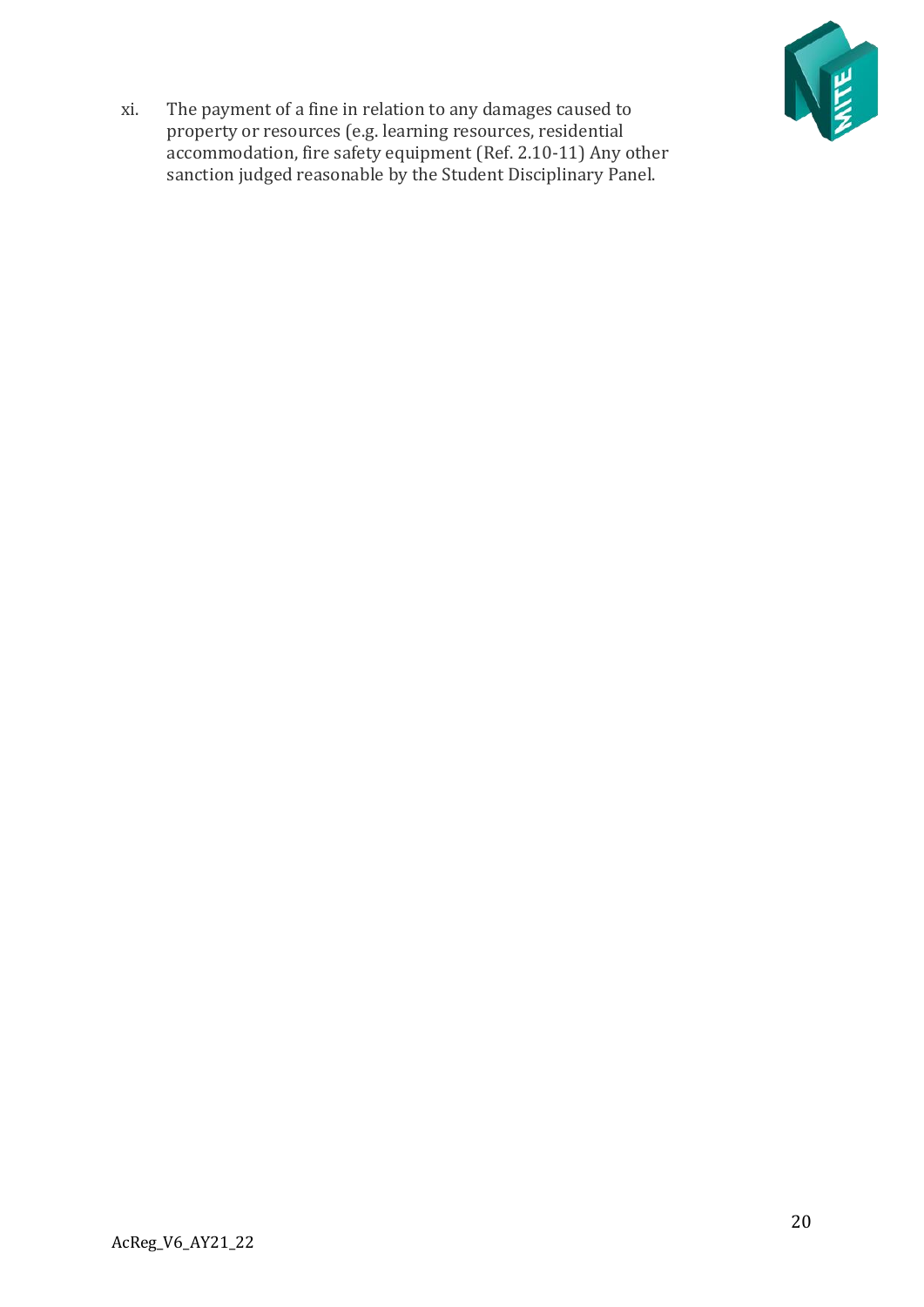xi. The payment of a fine in relation to any damages caused to property or resources (e.g. learning resources, residential accommodation, fire safety equipment (Ref. 2.10-11) Any other sanction judged reasonable by the Student Disciplinary Panel.